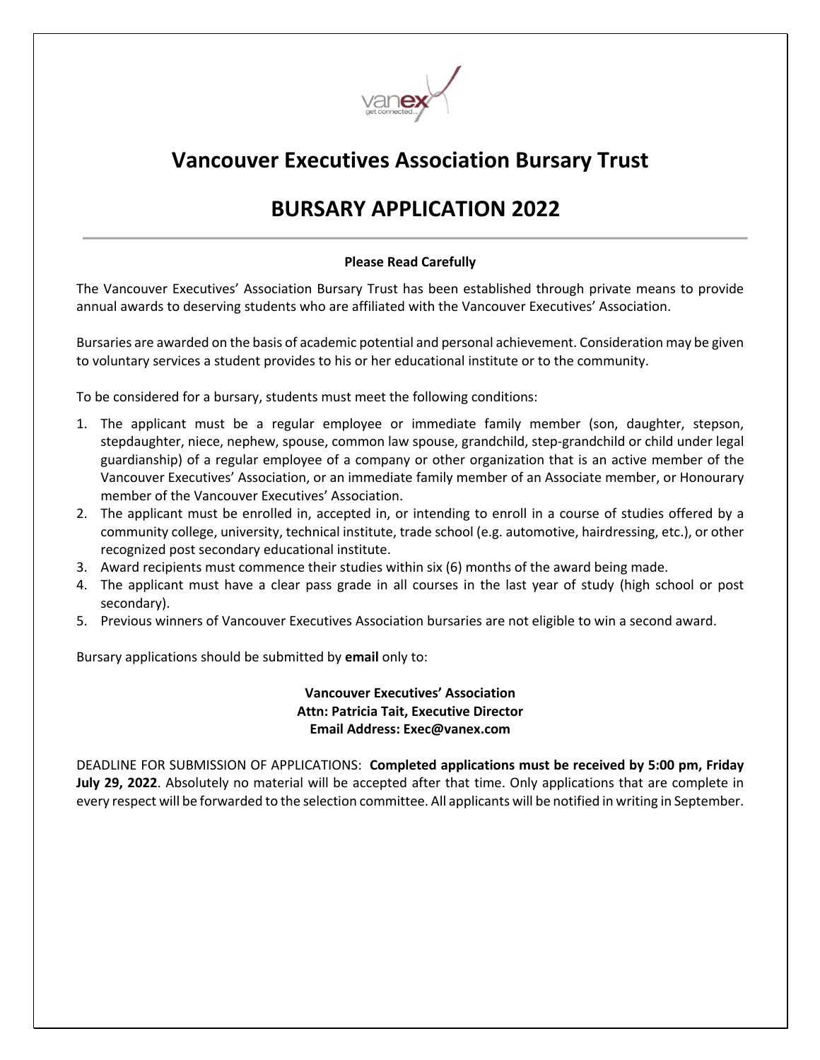# Vancouver Executives Association Bursary Trust

# BURSARY APPLICATION 2022

---

**Please Read Carefully**

The Vancouver Executives' Association Bursary Trust has been established through private means to provide annual awards to deserving students who are affiliated with the Vancouver Executives' Association.

Bursaries are awarded on the basis of academic potential and personal achievement. Consideration may be given to voluntary services a student provides to his or her educational institute or to the community.

To be considered for a bursary, students must meet the following conditions:

1. The applicant must be a regular employee or immediate family member (son, daughter, stepson, stepdaughter, niece, nephew, spouse, common law spouse, grandchild, step-grandchild or child under legal guardianship) of a regular employee of a company or other organization that is an active member of the Vancouver Executives' Association, or an immediate family member of an Associate member, or Honourary member of the Vancouver Executives' Association.
2. The applicant must be enrolled in, accepted in, or intending to enroll in a course of studies offered by a community college, university, technical institute, trade school (e.g. automotive, hairdressing, etc.), or other recognized post secondary educational institute.
3. Award recipients must commence their studies within six (6) months of the award being made.
4. The applicant must have a clear pass grade in all courses in the last year of study (high school or post secondary).
5. Previous winners of Vancouver Executives Association bursaries are not eligible to win a second award.

Bursary applications should be submitted by **email** only to:

**Vancouver Executives' Association**
**Attn: Patricia Tait, Executive Director**
**Email Address: Exec@vanex.com**

DEADLINE FOR SUBMISSION OF APPLICATIONS: **Completed applications must be received by 5:00 pm, Friday July 29, 2022**. Absolutely no material will be accepted after that time. Only applications that are complete in every respect will be forwarded to the selection committee. All applicants will be notified in writing in September.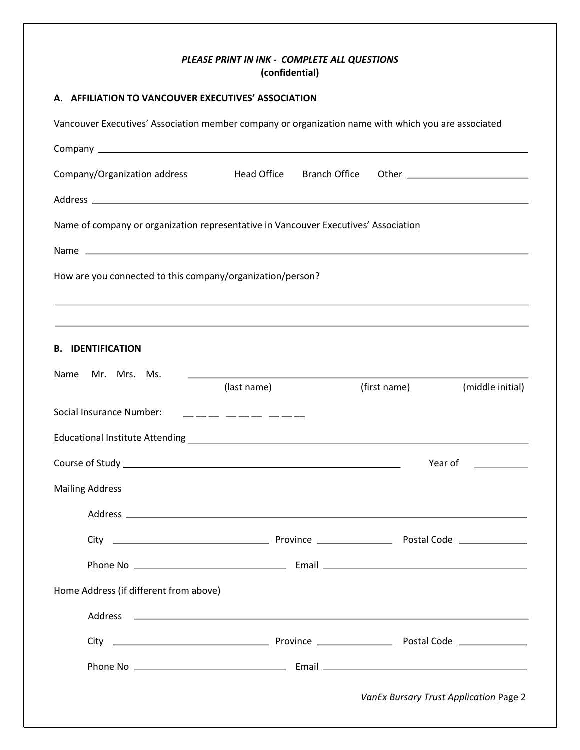*PLEASE PRINT IN INK - COMPLETE ALL QUESTIONS*
**(confidential)**

## A. AFFILIATION TO VANCOUVER EXECUTIVES' ASSOCIATION

Vancouver Executives' Association member company or organization name with which you are associated

Company ____________________________________________________________

Company/Organization address     Head Office     Branch Office     Other ____________________

Address ____________________________________________________________

Name of company or organization representative in Vancouver Executives' Association

Name ____________________________________________________________

How are you connected to this company/organization/person?

____________________________________________________________

____________________________________________________________

## B. IDENTIFICATION

Name   Mr.   Mrs.   Ms.   ____________________________________________
(last name)     (first name)     (middle initial)

Social Insurance Number: ___ ___ ___   ___ ___ ___   ___ ___ ___

Educational Institute Attending ____________________________________________

Course of Study ____________________________________________   Year of __________

Mailing Address

Address ____________________________________________________________

City ______________________   Province ______________   Postal Code ______________

Phone No ______________________   Email ______________________________

Home Address (if different from above)

Address ____________________________________________________________

City ______________________   Province ______________   Postal Code ______________

Phone No ______________________   Email ______________________________

*VanEx Bursary Trust Application* Page 2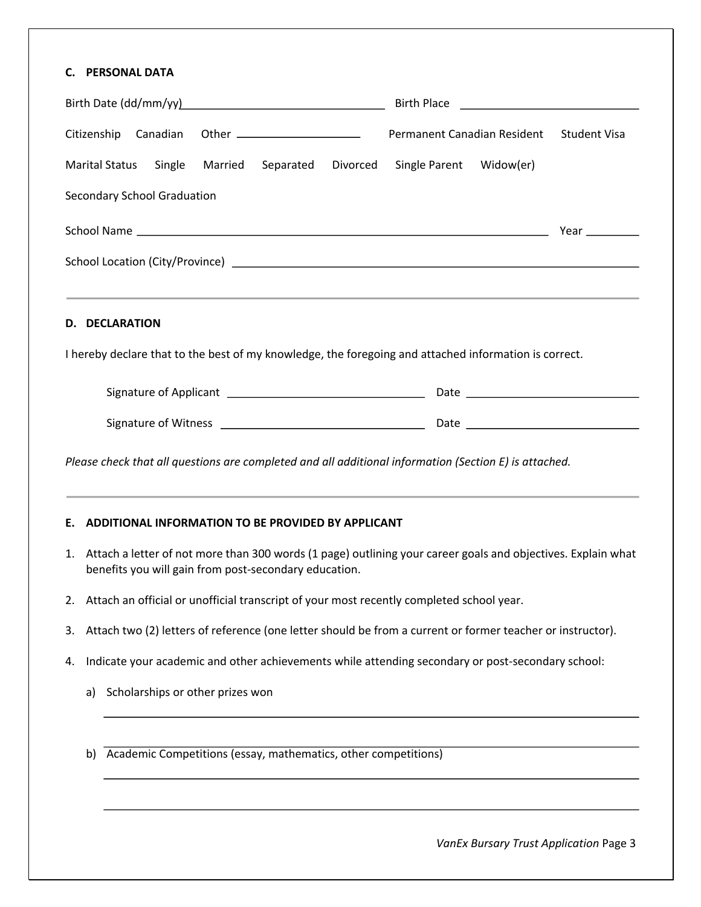## C. PERSONAL DATA

Birth Date (dd/mm/yy)________________________________ Birth Place ____________________________

Citizenship Canadian Other ____________________ Permanent Canadian Resident Student Visa

Marital Status Single Married Separated Divorced Single Parent Widow(er)

Secondary School Graduation

School Name ________________________________________________________________ Year ________

School Location (City/Province) ______________________________________________________________

---

## D. DECLARATION

I hereby declare that to the best of my knowledge, the foregoing and attached information is correct.

Signature of Applicant _______________________________ Date ___________________________

Signature of Witness _______________________________ Date ___________________________

*Please check that all questions are completed and all additional information (Section E) is attached.*

---

## E. ADDITIONAL INFORMATION TO BE PROVIDED BY APPLICANT

1. Attach a letter of not more than 300 words (1 page) outlining your career goals and objectives. Explain what benefits you will gain from post-secondary education.
2. Attach an official or unofficial transcript of your most recently completed school year.
3. Attach two (2) letters of reference (one letter should be from a current or former teacher or instructor).
4. Indicate your academic and other achievements while attending secondary or post-secondary school:
   a) Scholarships or other prizes won

   ______________________________________________________________________________

   ______________________________________________________________________________

   b) Academic Competitions (essay, mathematics, other competitions)

   ______________________________________________________________________________

   ______________________________________________________________________________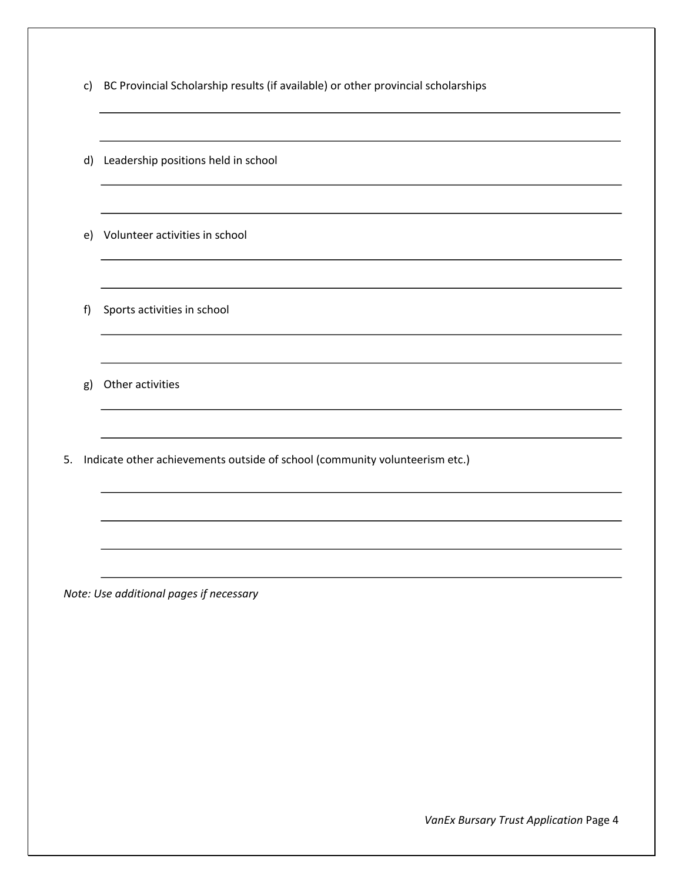c) BC Provincial Scholarship results (if available) or other provincial scholarships

\_\_\_\_\_\_\_\_\_\_\_\_\_\_\_\_\_\_\_\_\_\_\_\_\_\_\_\_\_\_\_\_\_\_\_\_\_\_\_\_\_\_\_\_\_\_\_\_\_\_\_\_\_\_\_\_\_\_\_\_

\_\_\_\_\_\_\_\_\_\_\_\_\_\_\_\_\_\_\_\_\_\_\_\_\_\_\_\_\_\_\_\_\_\_\_\_\_\_\_\_\_\_\_\_\_\_\_\_\_\_\_\_\_\_\_\_\_\_\_\_

d) Leadership positions held in school

\_\_\_\_\_\_\_\_\_\_\_\_\_\_\_\_\_\_\_\_\_\_\_\_\_\_\_\_\_\_\_\_\_\_\_\_\_\_\_\_\_\_\_\_\_\_\_\_\_\_\_\_\_\_\_\_\_\_\_\_

\_\_\_\_\_\_\_\_\_\_\_\_\_\_\_\_\_\_\_\_\_\_\_\_\_\_\_\_\_\_\_\_\_\_\_\_\_\_\_\_\_\_\_\_\_\_\_\_\_\_\_\_\_\_\_\_\_\_\_\_

e) Volunteer activities in school

\_\_\_\_\_\_\_\_\_\_\_\_\_\_\_\_\_\_\_\_\_\_\_\_\_\_\_\_\_\_\_\_\_\_\_\_\_\_\_\_\_\_\_\_\_\_\_\_\_\_\_\_\_\_\_\_\_\_\_\_

\_\_\_\_\_\_\_\_\_\_\_\_\_\_\_\_\_\_\_\_\_\_\_\_\_\_\_\_\_\_\_\_\_\_\_\_\_\_\_\_\_\_\_\_\_\_\_\_\_\_\_\_\_\_\_\_\_\_\_\_

f) Sports activities in school

\_\_\_\_\_\_\_\_\_\_\_\_\_\_\_\_\_\_\_\_\_\_\_\_\_\_\_\_\_\_\_\_\_\_\_\_\_\_\_\_\_\_\_\_\_\_\_\_\_\_\_\_\_\_\_\_\_\_\_\_

\_\_\_\_\_\_\_\_\_\_\_\_\_\_\_\_\_\_\_\_\_\_\_\_\_\_\_\_\_\_\_\_\_\_\_\_\_\_\_\_\_\_\_\_\_\_\_\_\_\_\_\_\_\_\_\_\_\_\_\_

g) Other activities

\_\_\_\_\_\_\_\_\_\_\_\_\_\_\_\_\_\_\_\_\_\_\_\_\_\_\_\_\_\_\_\_\_\_\_\_\_\_\_\_\_\_\_\_\_\_\_\_\_\_\_\_\_\_\_\_\_\_\_\_

\_\_\_\_\_\_\_\_\_\_\_\_\_\_\_\_\_\_\_\_\_\_\_\_\_\_\_\_\_\_\_\_\_\_\_\_\_\_\_\_\_\_\_\_\_\_\_\_\_\_\_\_\_\_\_\_\_\_\_\_

5. Indicate other achievements outside of school (community volunteerism etc.)

\_\_\_\_\_\_\_\_\_\_\_\_\_\_\_\_\_\_\_\_\_\_\_\_\_\_\_\_\_\_\_\_\_\_\_\_\_\_\_\_\_\_\_\_\_\_\_\_\_\_\_\_\_\_\_\_\_\_\_\_

\_\_\_\_\_\_\_\_\_\_\_\_\_\_\_\_\_\_\_\_\_\_\_\_\_\_\_\_\_\_\_\_\_\_\_\_\_\_\_\_\_\_\_\_\_\_\_\_\_\_\_\_\_\_\_\_\_\_\_\_

\_\_\_\_\_\_\_\_\_\_\_\_\_\_\_\_\_\_\_\_\_\_\_\_\_\_\_\_\_\_\_\_\_\_\_\_\_\_\_\_\_\_\_\_\_\_\_\_\_\_\_\_\_\_\_\_\_\_\_\_

\_\_\_\_\_\_\_\_\_\_\_\_\_\_\_\_\_\_\_\_\_\_\_\_\_\_\_\_\_\_\_\_\_\_\_\_\_\_\_\_\_\_\_\_\_\_\_\_\_\_\_\_\_\_\_\_\_\_\_\_

*Note: Use additional pages if necessary*